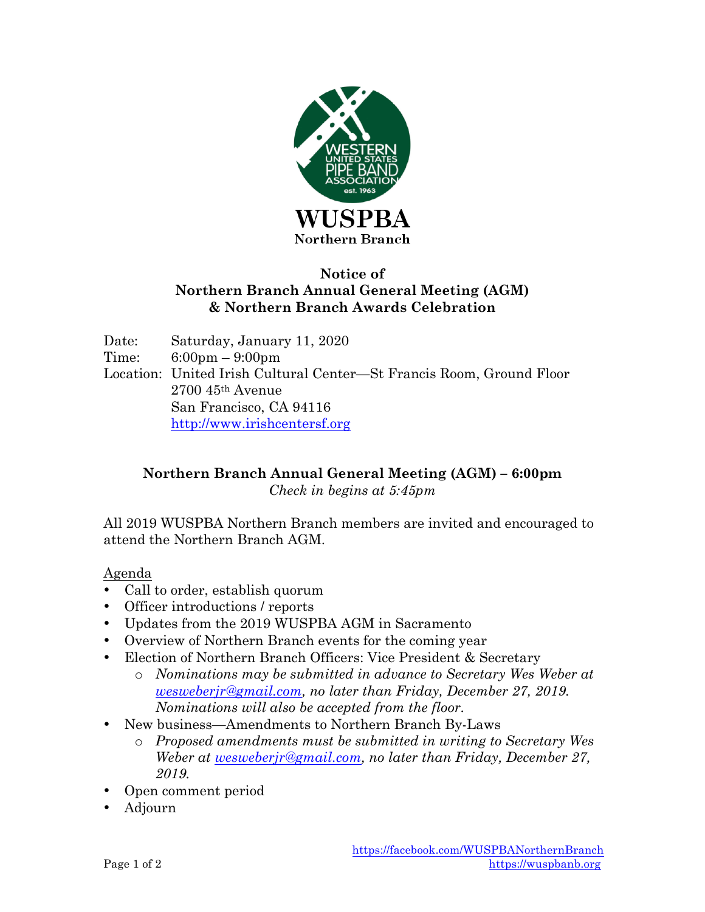**WUSPBA**
**Northern Branch**

# Notice of Northern Branch Annual General Meeting (AGM) & Northern Branch Awards Celebration

Date: Saturday, January 11, 2020
Time: 6:00pm – 9:00pm
Location: United Irish Cultural Center—St Francis Room, Ground Floor
2700 45th Avenue
San Francisco, CA 94116
http://www.irishcentersf.org

## Northern Branch Annual General Meeting (AGM) – 6:00pm

*Check in begins at 5:45pm*

All 2019 WUSPBA Northern Branch members are invited and encouraged to attend the Northern Branch AGM.

Agenda

- Call to order, establish quorum
- Officer introductions / reports
- Updates from the 2019 WUSPBA AGM in Sacramento
- Overview of Northern Branch events for the coming year
- Election of Northern Branch Officers: Vice President & Secretary
    - *Nominations may be submitted in advance to Secretary Wes Weber at wesweberjr@gmail.com, no later than Friday, December 27, 2019. Nominations will also be accepted from the floor.*
- New business—Amendments to Northern Branch By-Laws
    - *Proposed amendments must be submitted in writing to Secretary Wes Weber at wesweberjr@gmail.com, no later than Friday, December 27, 2019.*
- Open comment period
- Adjourn

https://facebook.com/WUSPBANorthernBranch
https://wuspbanb.org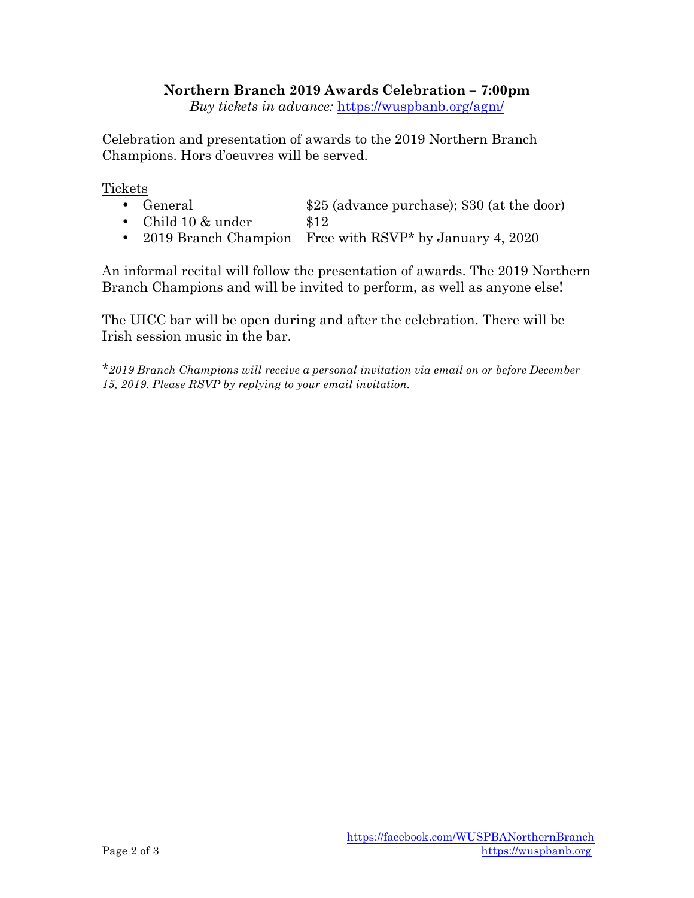**Northern Branch 2019 Awards Celebration – 7:00pm**

*Buy tickets in advance:* https://wuspbanb.org/agm/

Celebration and presentation of awards to the 2019 Northern Branch Champions. Hors d'oeuvres will be served.

Tickets

- General — $25 (advance purchase); $30 (at the door)
- Child 10 & under — $12
- 2019 Branch Champion — Free with RSVP* by January 4, 2020

An informal recital will follow the presentation of awards. The 2019 Northern Branch Champions and will be invited to perform, as well as anyone else!

The UICC bar will be open during and after the celebration. There will be Irish session music in the bar.

\**2019 Branch Champions will receive a personal invitation via email on or before December 15, 2019. Please RSVP by replying to your email invitation.*